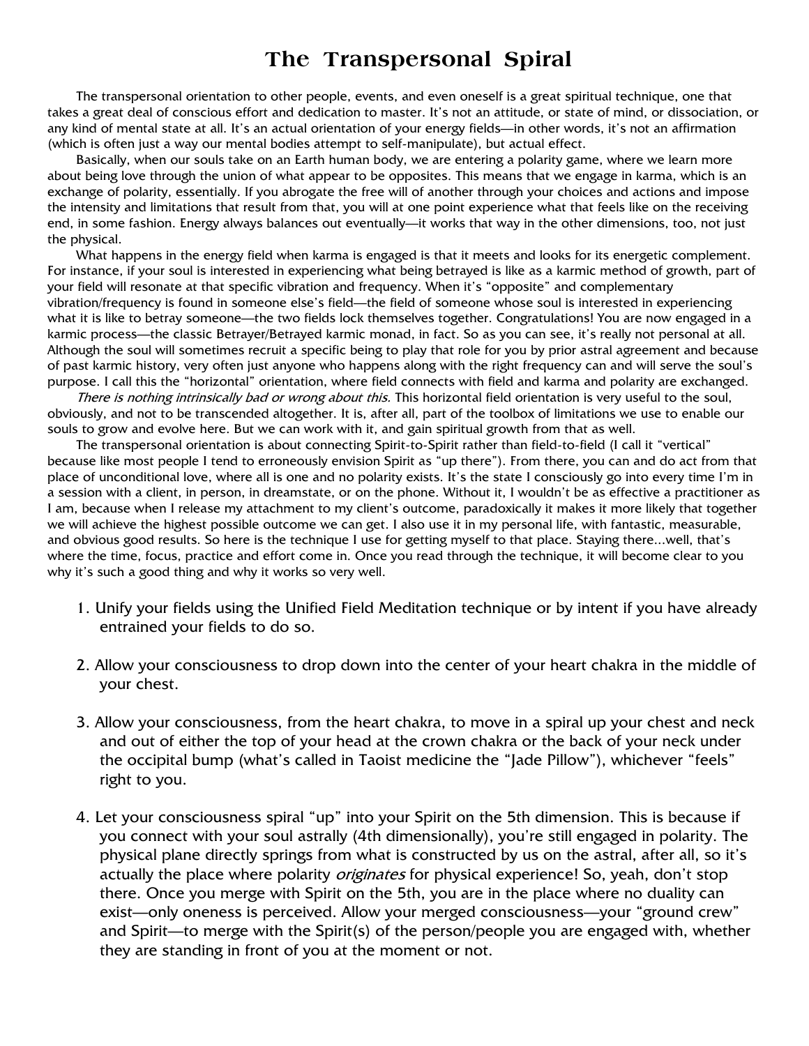# The Transpersonal Spiral

The transpersonal orientation to other people, events, and even oneself is a great spiritual technique, one that takes a great deal of conscious effort and dedication to master. It's not an attitude, or state of mind, or dissociation, or any kind of mental state at all. It's an actual orientation of your energy fields—in other words, it's not an affirmation (which is often just a way our mental bodies attempt to self-manipulate), but actual effect.

Basically, when our souls take on an Earth human body, we are entering a polarity game, where we learn more about being love through the union of what appear to be opposites. This means that we engage in karma, which is an exchange of polarity, essentially. If you abrogate the free will of another through your choices and actions and impose the intensity and limitations that result from that, you will at one point experience what that feels like on the receiving end, in some fashion. Energy always balances out eventually—it works that way in the other dimensions, too, not just the physical.

What happens in the energy field when karma is engaged is that it meets and looks for its energetic complement. For instance, if your soul is interested in experiencing what being betrayed is like as a karmic method of growth, part of your field will resonate at that specific vibration and frequency. When it's "opposite" and complementary vibration/frequency is found in someone else's field—the field of someone whose soul is interested in experiencing what it is like to betray someone—the two fields lock themselves together. Congratulations! You are now engaged in a karmic process—the classic Betrayer/Betrayed karmic monad, in fact. So as you can see, it's really not personal at all. Although the soul will sometimes recruit a specific being to play that role for you by prior astral agreement and because of past karmic history, very often just anyone who happens along with the right frequency can and will serve the soul's purpose. I call this the "horizontal" orientation, where field connects with field and karma and polarity are exchanged.

*There is nothing intrinsically bad or wrong about this.* This horizontal field orientation is very useful to the soul, obviously, and not to be transcended altogether. It is, after all, part of the toolbox of limitations we use to enable our souls to grow and evolve here. But we can work with it, and gain spiritual growth from that as well.

The transpersonal orientation is about connecting Spirit-to-Spirit rather than field-to-field (I call it "vertical" because like most people I tend to erroneously envision Spirit as "up there"). From there, you can and do act from that place of unconditional love, where all is one and no polarity exists. It's the state I consciously go into every time I'm in a session with a client, in person, in dreamstate, or on the phone. Without it, I wouldn't be as effective a practitioner as I am, because when I release my attachment to my client's outcome, paradoxically it makes it more likely that together we will achieve the highest possible outcome we can get. I also use it in my personal life, with fantastic, measurable, and obvious good results. So here is the technique I use for getting myself to that place. Staying there...well, that's where the time, focus, practice and effort come in. Once you read through the technique, it will become clear to you why it's such a good thing and why it works so very well.

1. Unify your fields using the Unified Field Meditation technique or by intent if you have already entrained your fields to do so.

2. Allow your consciousness to drop down into the center of your heart chakra in the middle of your chest.

3. Allow your consciousness, from the heart chakra, to move in a spiral up your chest and neck and out of either the top of your head at the crown chakra or the back of your neck under the occipital bump (what's called in Taoist medicine the "Jade Pillow"), whichever "feels" right to you.

4. Let your consciousness spiral "up" into your Spirit on the 5th dimension. This is because if you connect with your soul astrally (4th dimensionally), you're still engaged in polarity. The physical plane directly springs from what is constructed by us on the astral, after all, so it's actually the place where polarity *originates* for physical experience! So, yeah, don't stop there. Once you merge with Spirit on the 5th, you are in the place where no duality can exist—only oneness is perceived. Allow your merged consciousness—your "ground crew" and Spirit—to merge with the Spirit(s) of the person/people you are engaged with, whether they are standing in front of you at the moment or not.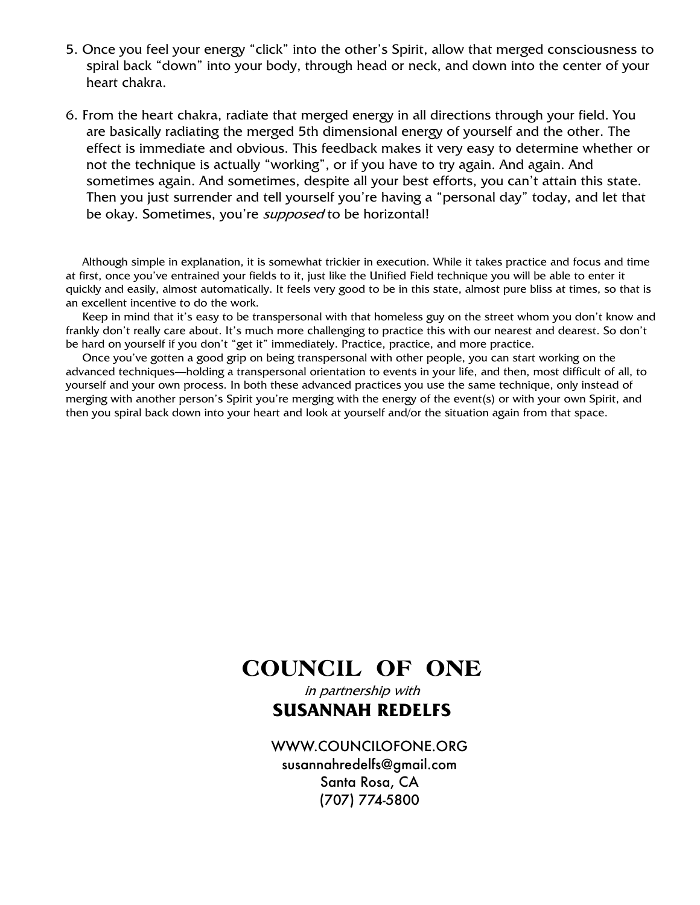5. Once you feel your energy "click" into the other's Spirit, allow that merged consciousness to spiral back "down" into your body, through head or neck, and down into the center of your heart chakra.

6. From the heart chakra, radiate that merged energy in all directions through your field. You are basically radiating the merged 5th dimensional energy of yourself and the other. The effect is immediate and obvious. This feedback makes it very easy to determine whether or not the technique is actually "working", or if you have to try again. And again. And sometimes again. And sometimes, despite all your best efforts, you can't attain this state. Then you just surrender and tell yourself you're having a "personal day" today, and let that be okay. Sometimes, you're *supposed* to be horizontal!

Although simple in explanation, it is somewhat trickier in execution. While it takes practice and focus and time at first, once you've entrained your fields to it, just like the Unified Field technique you will be able to enter it quickly and easily, almost automatically. It feels very good to be in this state, almost pure bliss at times, so that is an excellent incentive to do the work.

Keep in mind that it's easy to be transpersonal with that homeless guy on the street whom you don't know and frankly don't really care about. It's much more challenging to practice this with our nearest and dearest. So don't be hard on yourself if you don't "get it" immediately. Practice, practice, and more practice.

Once you've gotten a good grip on being transpersonal with other people, you can start working on the advanced techniques—holding a transpersonal orientation to events in your life, and then, most difficult of all, to yourself and your own process. In both these advanced practices you use the same technique, only instead of merging with another person's Spirit you're merging with the energy of the event(s) or with your own Spirit, and then you spiral back down into your heart and look at yourself and/or the situation again from that space.

**COUNCIL OF ONE**

*in partnership with*

**SUSANNAH REDELFS**

WWW.COUNCILOFONE.ORG
susannahredelfs@gmail.com
Santa Rosa, CA
(707) 774-5800